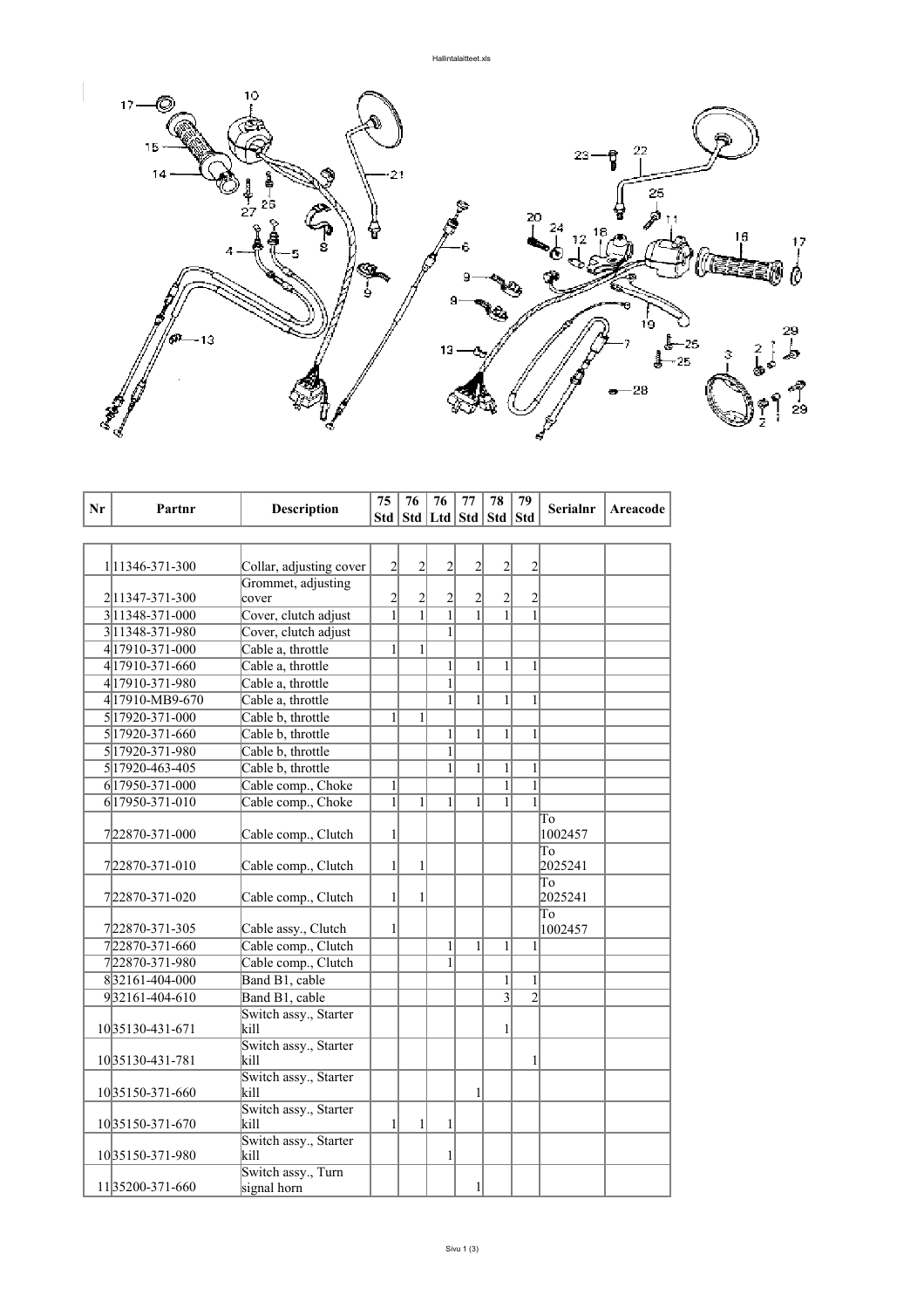| Nr | Partnr | Description | 75 Std | 76 Std | 76 Ltd | 77 Std | 78 Std | 79 Std | Serialnr | Areacode |
|---|---|---|---|---|---|---|---|---|---|---|
| 1 | 11346-371-300 | Collar, adjusting cover | 2 | 2 | 2 | 2 | 2 | 2 | | |
| 2 | 11347-371-300 | Grommet, adjusting cover | 2 | 2 | 2 | 2 | 2 | 2 | | |
| 3 | 11348-371-000 | Cover, clutch adjust | 1 | 1 | 1 | 1 | 1 | 1 | | |
| 3 | 11348-371-980 | Cover, clutch adjust | | | 1 | | | | | |
| 4 | 17910-371-000 | Cable a, throttle | 1 | 1 | | | | | | |
| 4 | 17910-371-660 | Cable a, throttle | | | 1 | 1 | 1 | 1 | | |
| 4 | 17910-371-980 | Cable a, throttle | | | 1 | | | | | |
| 4 | 17910-MB9-670 | Cable a, throttle | | | 1 | 1 | 1 | 1 | | |
| 5 | 17920-371-000 | Cable b, throttle | 1 | 1 | | | | | | |
| 5 | 17920-371-660 | Cable b, throttle | | | 1 | 1 | 1 | 1 | | |
| 5 | 17920-371-980 | Cable b, throttle | | | 1 | | | | | |
| 5 | 17920-463-405 | Cable b, throttle | | | 1 | 1 | 1 | 1 | | |
| 6 | 17950-371-000 | Cable comp., Choke | 1 | | | | 1 | 1 | | |
| 6 | 17950-371-010 | Cable comp., Choke | 1 | 1 | 1 | 1 | 1 | 1 | | |
| 7 | 22870-371-000 | Cable comp., Clutch | 1 | | | | | | To 1002457 | |
| 7 | 22870-371-010 | Cable comp., Clutch | 1 | 1 | | | | | To 2025241 | |
| 7 | 22870-371-020 | Cable comp., Clutch | 1 | 1 | | | | | To 2025241 | |
| 7 | 22870-371-305 | Cable assy., Clutch | 1 | | | | | | To 1002457 | |
| 7 | 22870-371-660 | Cable comp., Clutch | | | 1 | 1 | 1 | 1 | | |
| 7 | 22870-371-980 | Cable comp., Clutch | | | 1 | | | | | |
| 8 | 32161-404-000 | Band B1, cable | | | | | 1 | 1 | | |
| 9 | 32161-404-610 | Band B1, cable | | | | | 3 | 2 | | |
| 10 | 35130-431-671 | Switch assy., Starter kill | | | | | 1 | | | |
| 10 | 35130-431-781 | Switch assy., Starter kill | | | | | | 1 | | |
| 10 | 35150-371-660 | Switch assy., Starter kill | | | | 1 | | | | |
| 10 | 35150-371-670 | Switch assy., Starter kill | 1 | 1 | 1 | | | | | |
| 10 | 35150-371-980 | Switch assy., Starter kill | | | 1 | | | | | |
| 11 | 35200-371-660 | Switch assy., Turn signal horn | | | | 1 | | | | |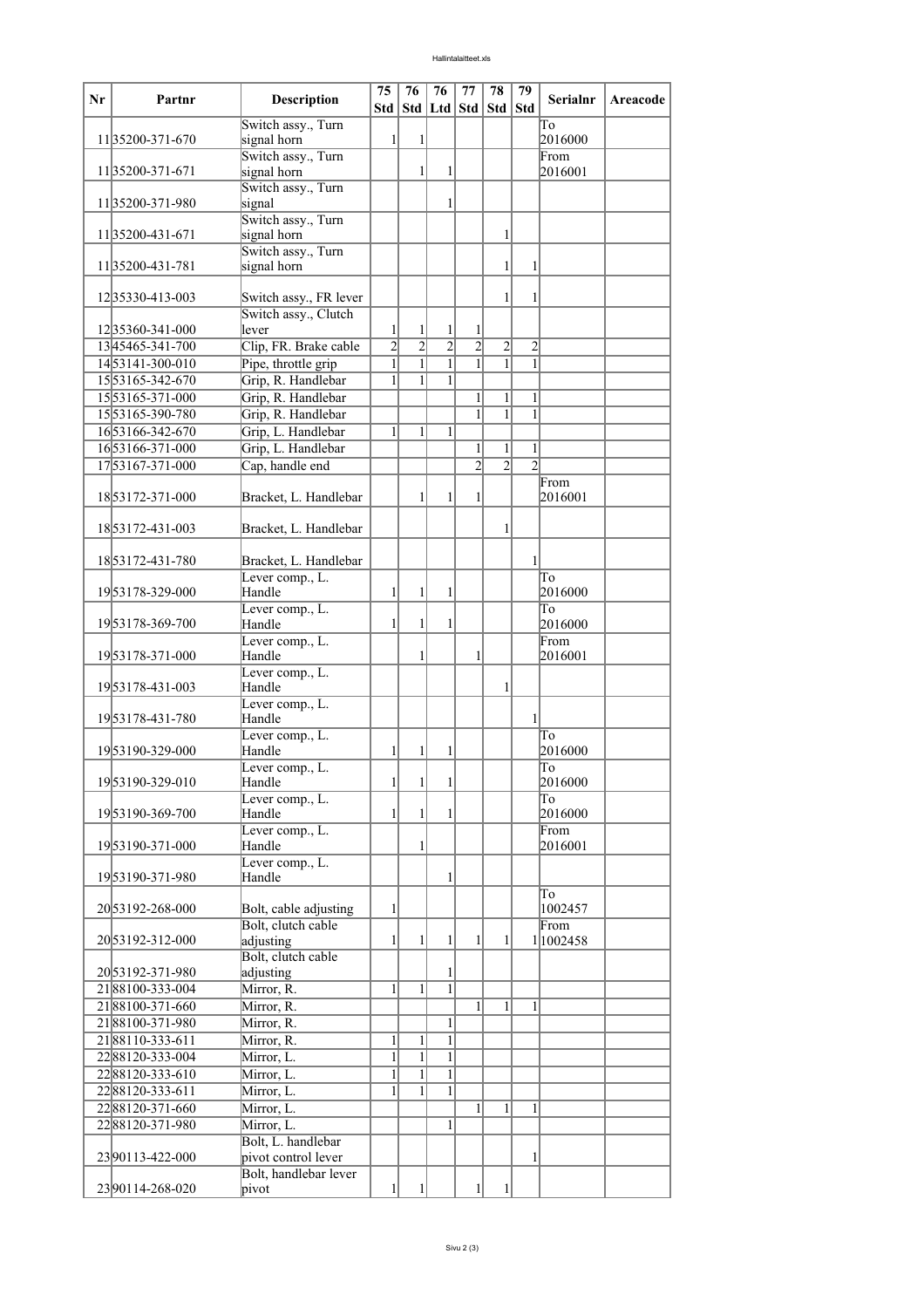| Nr | Partnr | Description | 75 Std | 76 Std | 76 Ltd | 77 Std | 78 Std | 79 Std | Serialnr | Areacode |
|---|---|---|---|---|---|---|---|---|---|---|
| 11 | 35200-371-670 | Switch assy., Turn signal horn | 1 | 1 | | | | | To 2016000 | |
| 11 | 35200-371-671 | Switch assy., Turn signal horn | | 1 | 1 | | | | From 2016001 | |
| 11 | 35200-371-980 | Switch assy., Turn signal | | | 1 | | | | | |
| 11 | 35200-431-671 | Switch assy., Turn signal horn | | | | | 1 | | | |
| 11 | 35200-431-781 | Switch assy., Turn signal horn | | | | | 1 | 1 | | |
| 12 | 35330-413-003 | Switch assy., FR lever | | | | | 1 | 1 | | |
| 12 | 35360-341-000 | Switch assy., Clutch lever | 1 | 1 | 1 | 1 | | | | |
| 13 | 45465-341-700 | Clip, FR. Brake cable | 2 | 2 | 2 | 2 | 2 | 2 | | |
| 14 | 53141-300-010 | Pipe, throttle grip | 1 | 1 | 1 | 1 | 1 | 1 | | |
| 15 | 53165-342-670 | Grip, R. Handlebar | 1 | 1 | 1 | | | | | |
| 15 | 53165-371-000 | Grip, R. Handlebar | | | | 1 | 1 | 1 | | |
| 15 | 53165-390-780 | Grip, R. Handlebar | | | | 1 | 1 | 1 | | |
| 16 | 53166-342-670 | Grip, L. Handlebar | 1 | 1 | 1 | | | | | |
| 16 | 53166-371-000 | Grip, L. Handlebar | | | | 1 | 1 | 1 | | |
| 17 | 53167-371-000 | Cap, handle end | | | | 2 | 2 | 2 | | |
| 18 | 53172-371-000 | Bracket, L. Handlebar | | 1 | 1 | 1 | | | From 2016001 | |
| 18 | 53172-431-003 | Bracket, L. Handlebar | | | | | 1 | | | |
| 18 | 53172-431-780 | Bracket, L. Handlebar | | | | | | 1 | | |
| 19 | 53178-329-000 | Lever comp., L. Handle | 1 | 1 | 1 | | | | To 2016000 | |
| 19 | 53178-369-700 | Lever comp., L. Handle | 1 | 1 | 1 | | | | To 2016000 | |
| 19 | 53178-371-000 | Lever comp., L. Handle | | 1 | | 1 | | | From 2016001 | |
| 19 | 53178-431-003 | Lever comp., L. Handle | | | | | 1 | | | |
| 19 | 53178-431-780 | Lever comp., L. Handle | | | | | | 1 | | |
| 19 | 53190-329-000 | Lever comp., L. Handle | 1 | 1 | 1 | | | | To 2016000 | |
| 19 | 53190-329-010 | Lever comp., L. Handle | 1 | 1 | 1 | | | | To 2016000 | |
| 19 | 53190-369-700 | Lever comp., L. Handle | 1 | 1 | 1 | | | | To 2016000 | |
| 19 | 53190-371-000 | Lever comp., L. Handle | | 1 | | | | | From 2016001 | |
| 19 | 53190-371-980 | Lever comp., L. Handle | | | 1 | | | | | |
| 20 | 53192-268-000 | Bolt, cable adjusting | 1 | | | | | | To 1002457 | |
| 20 | 53192-312-000 | Bolt, clutch cable adjusting | 1 | 1 | 1 | 1 | 1 | 1 | From 1002458 | |
| 20 | 53192-371-980 | Bolt, clutch cable adjusting | | | 1 | | | | | |
| 21 | 88100-333-004 | Mirror, R. | 1 | 1 | 1 | | | | | |
| 21 | 88100-371-660 | Mirror, R. | | | | 1 | 1 | 1 | | |
| 21 | 88100-371-980 | Mirror, R. | | | 1 | | | | | |
| 21 | 88110-333-611 | Mirror, R. | 1 | 1 | 1 | | | | | |
| 22 | 88120-333-004 | Mirror, L. | 1 | 1 | 1 | | | | | |
| 22 | 88120-333-610 | Mirror, L. | 1 | 1 | 1 | | | | | |
| 22 | 88120-333-611 | Mirror, L. | 1 | 1 | 1 | | | | | |
| 22 | 88120-371-660 | Mirror, L. | | | | 1 | 1 | 1 | | |
| 22 | 88120-371-980 | Mirror, L. | | | 1 | | | | | |
| 23 | 90113-422-000 | Bolt, L. handlebar pivot control lever | | | | | | 1 | | |
| 23 | 90114-268-020 | Bolt, handlebar lever pivot | 1 | 1 | | 1 | 1 | | | |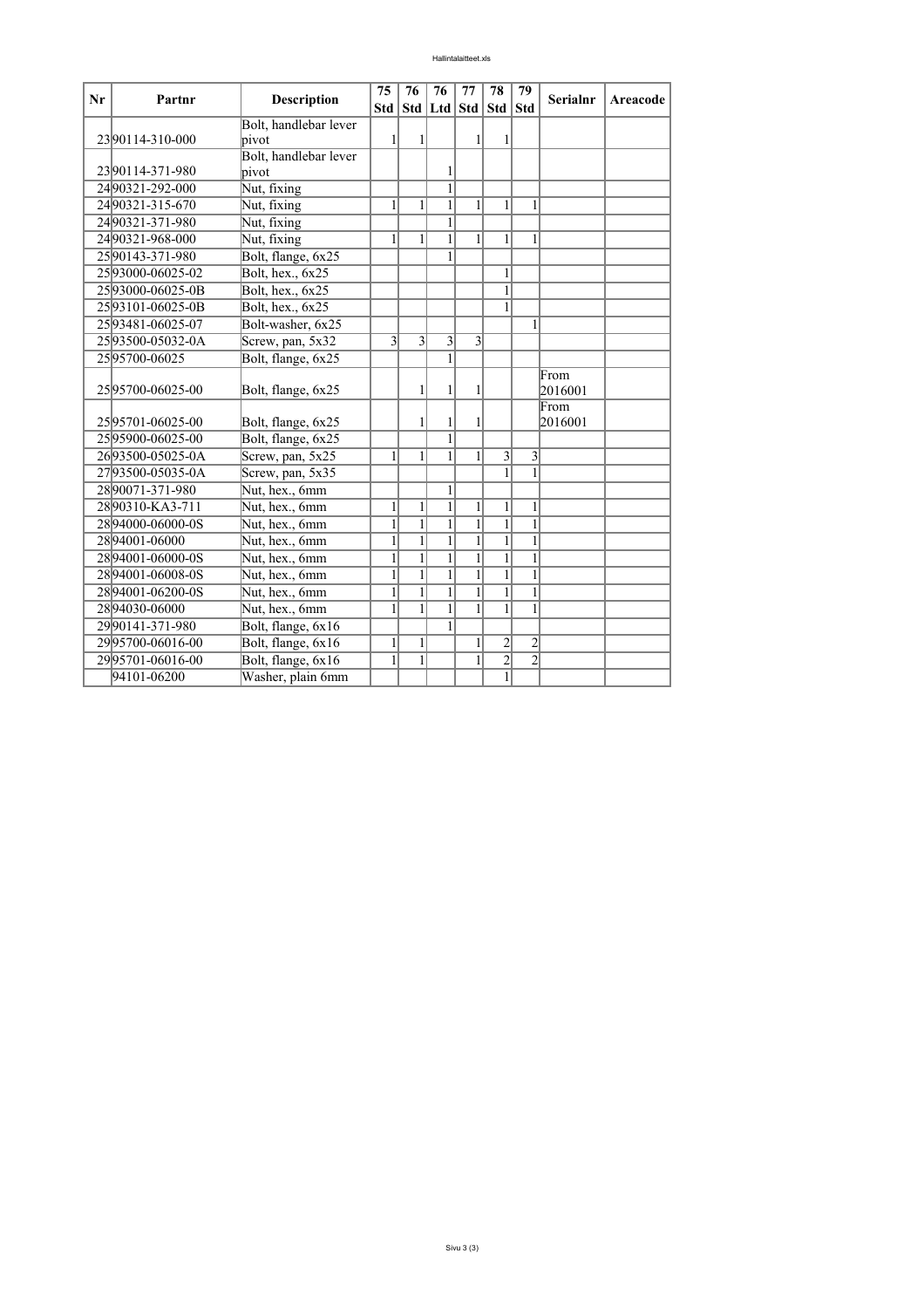| Nr | Partnr | Description | 75 Std | 76 Std | 76 Ltd | 77 Std | 78 Std | 79 Std | Serialnr | Areacode |
|---|---|---|---|---|---|---|---|---|---|---|
| 23 | 90114-310-000 | Bolt, handlebar lever pivot | 1 | 1 | | 1 | 1 | | | |
| 23 | 90114-371-980 | Bolt, handlebar lever pivot | | | 1 | | | | | |
| 24 | 90321-292-000 | Nut, fixing | | | 1 | | | | | |
| 24 | 90321-315-670 | Nut, fixing | 1 | 1 | 1 | 1 | 1 | 1 | | |
| 24 | 90321-371-980 | Nut, fixing | | | 1 | | | | | |
| 24 | 90321-968-000 | Nut, fixing | 1 | 1 | 1 | 1 | 1 | 1 | | |
| 25 | 90143-371-980 | Bolt, flange, 6x25 | | | 1 | | | | | |
| 25 | 93000-06025-02 | Bolt, hex., 6x25 | | | | | 1 | | | |
| 25 | 93000-06025-0B | Bolt, hex., 6x25 | | | | | 1 | | | |
| 25 | 93101-06025-0B | Bolt, hex., 6x25 | | | | | 1 | | | |
| 25 | 93481-06025-07 | Bolt-washer, 6x25 | | | | | | 1 | | |
| 25 | 93500-05032-0A | Screw, pan, 5x32 | 3 | 3 | 3 | 3 | | | | |
| 25 | 95700-06025 | Bolt, flange, 6x25 | | | 1 | | | | | |
| 25 | 95700-06025-00 | Bolt, flange, 6x25 | | 1 | 1 | 1 | | | From 2016001 | |
| 25 | 95701-06025-00 | Bolt, flange, 6x25 | | 1 | 1 | 1 | | | From 2016001 | |
| 25 | 95900-06025-00 | Bolt, flange, 6x25 | | | 1 | | | | | |
| 26 | 93500-05025-0A | Screw, pan, 5x25 | 1 | 1 | 1 | 1 | 3 | 3 | | |
| 27 | 93500-05035-0A | Screw, pan, 5x35 | | | | | 1 | 1 | | |
| 28 | 90071-371-980 | Nut, hex., 6mm | | | 1 | | | | | |
| 28 | 90310-KA3-711 | Nut, hex., 6mm | 1 | 1 | 1 | 1 | 1 | 1 | | |
| 28 | 94000-06000-0S | Nut, hex., 6mm | 1 | 1 | 1 | 1 | 1 | 1 | | |
| 28 | 94001-06000 | Nut, hex., 6mm | 1 | 1 | 1 | 1 | 1 | 1 | | |
| 28 | 94001-06000-0S | Nut, hex., 6mm | 1 | 1 | 1 | 1 | 1 | 1 | | |
| 28 | 94001-06008-0S | Nut, hex., 6mm | 1 | 1 | 1 | 1 | 1 | 1 | | |
| 28 | 94001-06200-0S | Nut, hex., 6mm | 1 | 1 | 1 | 1 | 1 | 1 | | |
| 28 | 94030-06000 | Nut, hex., 6mm | 1 | 1 | 1 | 1 | 1 | 1 | | |
| 29 | 90141-371-980 | Bolt, flange, 6x16 | | | 1 | | | | | |
| 29 | 95700-06016-00 | Bolt, flange, 6x16 | 1 | 1 | | 1 | 2 | 2 | | |
| 29 | 95701-06016-00 | Bolt, flange, 6x16 | 1 | 1 | | 1 | 2 | 2 | | |
| | 94101-06200 | Washer, plain 6mm | | | | | 1 | | | |